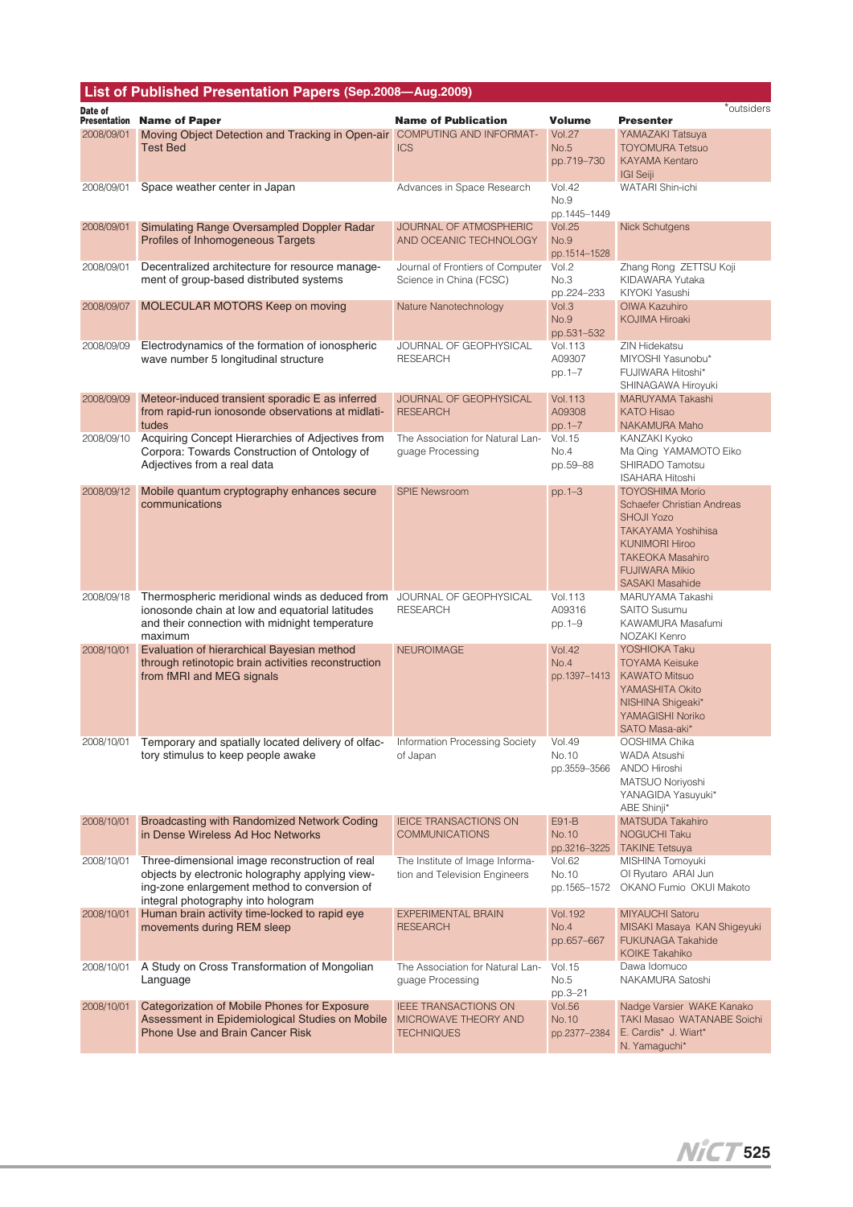## List of Published Presentation Papers (Sep.2008—Aug.2009)

*outsiders

| Date of Presentation | Name of Paper | Name of Publication | Volume | Presenter |
|---|---|---|---|---|
| 2008/09/01 | Moving Object Detection and Tracking in Open-air Test Bed | COMPUTING AND INFORMATICS | Vol.27 No.5 pp.719–730 | YAMAZAKI Tatsuya TOYOMURA Tetsuo KAYAMA Kentaro IGI Seiji |
| 2008/09/01 | Space weather center in Japan | Advances in Space Research | Vol.42 No.9 pp.1445–1449 | WATARI Shin-ichi |
| 2008/09/01 | Simulating Range Oversampled Doppler Radar Profiles of Inhomogeneous Targets | JOURNAL OF ATMOSPHERIC AND OCEANIC TECHNOLOGY | Vol.25 No.9 pp.1514–1528 | Nick Schutgens |
| 2008/09/01 | Decentralized architecture for resource management of group-based distributed systems | Journal of Frontiers of Computer Science in China (FCSC) | Vol.2 No.3 pp.224–233 | Zhang Rong ZETTSU Koji KIDAWARA Yutaka KIYOKI Yasushi |
| 2008/09/07 | MOLECULAR MOTORS Keep on moving | Nature Nanotechnology | Vol.3 No.9 pp.531–532 | OIWA Kazuhiro KOJIMA Hiroaki |
| 2008/09/09 | Electrodynamics of the formation of ionospheric wave number 5 longitudinal structure | JOURNAL OF GEOPHYSICAL RESEARCH | Vol.113 A09307 pp.1–7 | ZIN Hidekatsu MIYOSHI Yasunobu* FUJIWARA Hitoshi* SHINAGAWA Hiroyuki |
| 2008/09/09 | Meteor-induced transient sporadic E as inferred from rapid-run ionosonde observations at midlatitudes | JOURNAL OF GEOPHYSICAL RESEARCH | Vol.113 A09308 pp.1–7 | MARUYAMA Takashi KATO Hisao NAKAMURA Maho |
| 2008/09/10 | Acquiring Concept Hierarchies of Adjectives from Corpora: Towards Construction of Ontology of Adjectives from a real data | The Association for Natural Language Processing | Vol.15 No.4 pp.59–88 | KANZAKI Kyoko Ma Qing YAMAMOTO Eiko SHIRADO Tamotsu ISAHARA Hitoshi |
| 2008/09/12 | Mobile quantum cryptography enhances secure communications | SPIE Newsroom | pp.1–3 | TOYOSHIMA Morio Schaefer Christian Andreas SHOJI Yozo TAKAYAMA Yoshihisa KUNIMORI Hiroo TAKEOKA Masahiro FUJIWARA Mikio SASAKI Masahide |
| 2008/09/18 | Thermospheric meridional winds as deduced from ionosonde chain at low and equatorial latitudes and their connection with midnight temperature maximum | JOURNAL OF GEOPHYSICAL RESEARCH | Vol.113 A09316 pp.1–9 | MARUYAMA Takashi SAITO Susumu KAWAMURA Masafumi NOZAKI Kenro |
| 2008/10/01 | Evaluation of hierarchical Bayesian method through retinotopic brain activities reconstruction from fMRI and MEG signals | NEUROIMAGE | Vol.42 No.4 pp.1397–1413 | YOSHIOKA Taku TOYAMA Keisuke KAWATO Mitsuo YAMASHITA Okito NISHINA Shigeaki* YAMAGISHI Noriko SATO Masa-aki* |
| 2008/10/01 | Temporary and spatially located delivery of olfactory stimulus to keep people awake | Information Processing Society of Japan | Vol.49 No.10 pp.3559–3566 | OOSHIMA Chika WADA Atsushi ANDO Hiroshi MATSUO Noriyoshi YANAGIDA Yasuyuki* ABE Shinji* |
| 2008/10/01 | Broadcasting with Randomized Network Coding in Dense Wireless Ad Hoc Networks | IEICE TRANSACTIONS ON COMMUNICATIONS | E91-B No.10 pp.3216–3225 | MATSUDA Takahiro NOGUCHI Taku TAKINE Tetsuya |
| 2008/10/01 | Three-dimensional image reconstruction of real objects by electronic holography applying viewing-zone enlargement method to conversion of integral photography into hologram | The Institute of Image Information and Television Engineers | Vol.62 No.10 pp.1565–1572 | MISHINA Tomoyuki OI Ryutaro ARAI Jun OKANO Fumio OKUI Makoto |
| 2008/10/01 | Human brain activity time-locked to rapid eye movements during REM sleep | EXPERIMENTAL BRAIN RESEARCH | Vol.192 No.4 pp.657–667 | MIYAUCHI Satoru MISAKI Masaya KAN Shigeyuki FUKUNAGA Takahide KOIKE Takahiko |
| 2008/10/01 | A Study on Cross Transformation of Mongolian Language | The Association for Natural Language Processing | Vol.15 No.5 pp.3–21 | Dawa Idomuco NAKAMURA Satoshi |
| 2008/10/01 | Categorization of Mobile Phones for Exposure Assessment in Epidemiological Studies on Mobile Phone Use and Brain Cancer Risk | IEEE TRANSACTIONS ON MICROWAVE THEORY AND TECHNIQUES | Vol.56 No.10 pp.2377–2384 | Nadge Varsier WAKE Kanako TAKI Masao WATANABE Soichi E. Cardis* J. Wiart* N. Yamaguchi* |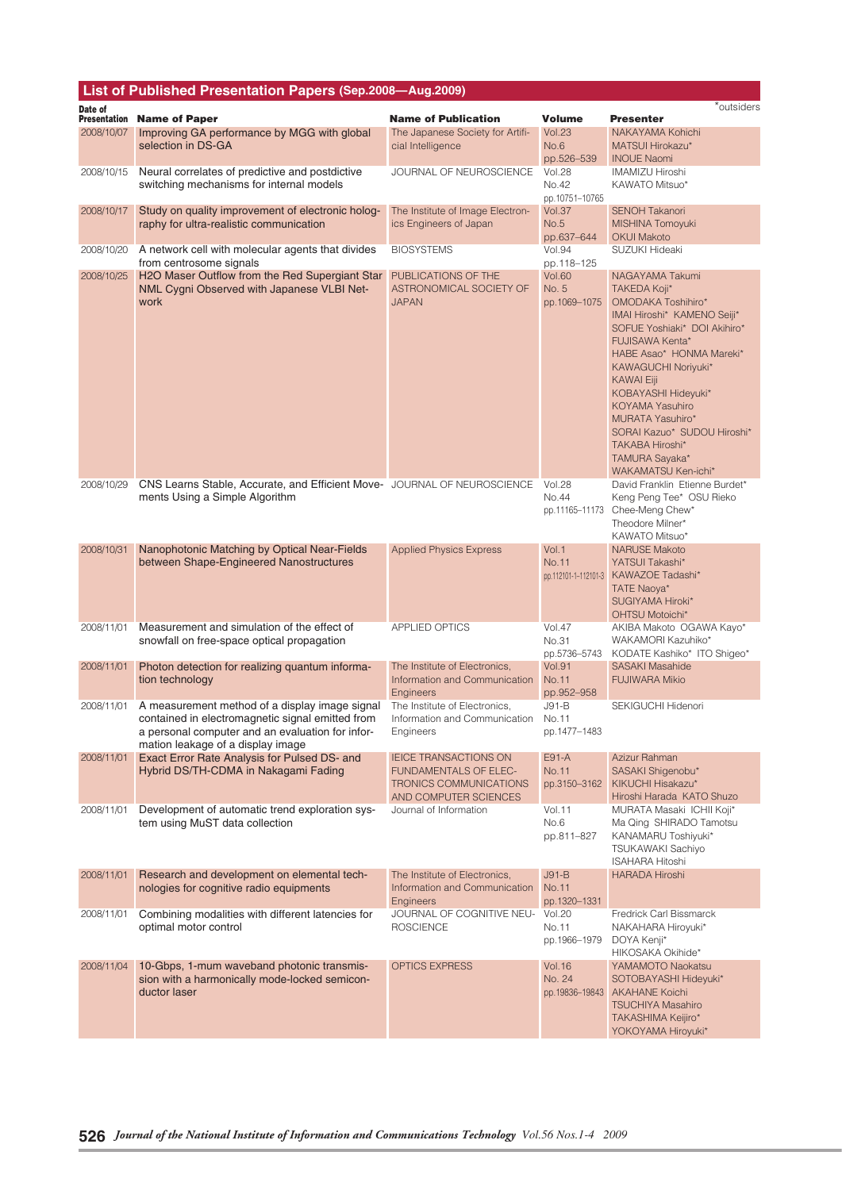## List of Published Presentation Papers (Sep.2008—Aug.2009)

*outsiders

| Date of Presentation | Name of Paper | Name of Publication | Volume | Presenter |
|---|---|---|---|---|
| 2008/10/07 | Improving GA performance by MGG with global selection in DS-GA | The Japanese Society for Artificial Intelligence | Vol.23 No.6 pp.526–539 | NAKAYAMA Kohichi MATSUI Hirokazu* INOUE Naomi |
| 2008/10/15 | Neural correlates of predictive and postdictive switching mechanisms for internal models | JOURNAL OF NEUROSCIENCE | Vol.28 No.42 pp.10751–10765 | IMAMIZU Hiroshi KAWATO Mitsuo* |
| 2008/10/17 | Study on quality improvement of electronic holography for ultra-realistic communication | The Institute of Image Electronics Engineers of Japan | Vol.37 No.5 pp.637–644 | SENOH Takanori MISHINA Tomoyuki OKUI Makoto |
| 2008/10/20 | A network cell with molecular agents that divides from centrosome signals | BIOSYSTEMS | Vol.94 pp.118–125 | SUZUKI Hideaki |
| 2008/10/25 | H2O Maser Outflow from the Red Supergiant Star NML Cygni Observed with Japanese VLBI Network | PUBLICATIONS OF THE ASTRONOMICAL SOCIETY OF JAPAN | Vol.60 No. 5 pp.1069–1075 | NAGAYAMA Takumi TAKEDA Koji* OMODAKA Toshihiro* IMAI Hiroshi* KAMENO Seiji* SOFUE Yoshiaki* DOI Akihiro* FUJISAWA Kenta* HABE Asao* HONMA Mareki* KAWAGUCHI Noriyuki* KAWAI Eiji KOBAYASHI Hideyuki* KOYAMA Yasuhiro MURATA Yasuhiro* SORAI Kazuo* SUDOU Hiroshi* TAKABA Hiroshi* TAMURA Sayaka* WAKAMATSU Ken-ichi* |
| 2008/10/29 | CNS Learns Stable, Accurate, and Efficient Movements Using a Simple Algorithm | JOURNAL OF NEUROSCIENCE | Vol.28 No.44 pp.11165–11173 | David Franklin Etienne Burdet* Keng Peng Tee* OSU Rieko Chee-Meng Chew* Theodore Milner* KAWATO Mitsuo* |
| 2008/10/31 | Nanophotonic Matching by Optical Near-Fields between Shape-Engineered Nanostructures | Applied Physics Express | Vol.1 No.11 pp.112101-1–112101-3 | NARUSE Makoto YATSUI Takashi* KAWAZOE Tadashi* TATE Naoya* SUGIYAMA Hiroki* OHTSU Motoichi* |
| 2008/11/01 | Measurement and simulation of the effect of snowfall on free-space optical propagation | APPLIED OPTICS | Vol.47 No.31 pp.5736–5743 | AKIBA Makoto OGAWA Kayo* WAKAMORI Kazuhiko* KODATE Kashiko* ITO Shigeo* |
| 2008/11/01 | Photon detection for realizing quantum information technology | The Institute of Electronics, Information and Communication Engineers | Vol.91 No.11 pp.952–958 | SASAKI Masahide FUJIWARA Mikio |
| 2008/11/01 | A measurement method of a display image signal contained in electromagnetic signal emitted from a personal computer and an evaluation for information leakage of a display image | The Institute of Electronics, Information and Communication Engineers | J91-B No.11 pp.1477–1483 | SEKIGUCHI Hidenori |
| 2008/11/01 | Exact Error Rate Analysis for Pulsed DS- and Hybrid DS/TH-CDMA in Nakagami Fading | IEICE TRANSACTIONS ON FUNDAMENTALS OF ELECTRONICS COMMUNICATIONS AND COMPUTER SCIENCES | E91-A No.11 pp.3150–3162 | Azizur Rahman SASAKI Shigenobu* KIKUCHI Hisakazu* Hiroshi Harada KATO Shuzo |
| 2008/11/01 | Development of automatic trend exploration system using MuST data collection | Journal of Information | Vol.11 No.6 pp.811–827 | MURATA Masaki ICHII Koji* Ma Qing SHIRADO Tamotsu KANAMARU Toshiyuki* TSUKAWAKI Sachiyo ISAHARA Hitoshi |
| 2008/11/01 | Research and development on elemental technologies for cognitive radio equipments | The Institute of Electronics, Information and Communication Engineers | J91-B No.11 pp.1320–1331 | HARADA Hiroshi |
| 2008/11/01 | Combining modalities with different latencies for optimal motor control | JOURNAL OF COGNITIVE NEUROSCIENCE | Vol.20 No.11 pp.1966–1979 | Fredrick Carl Bissmarck NAKAHARA Hiroyuki* DOYA Kenji* HIKOSAKA Okihide* |
| 2008/11/04 | 10-Gbps, 1-mum waveband photonic transmission with a harmonically mode-locked semiconductor laser | OPTICS EXPRESS | Vol.16 No. 24 pp.19836–19843 | YAMAMOTO Naokatsu SOTOBAYASHI Hideyuki* AKAHANE Koichi TSUCHIYA Masahiro TAKASHIMA Keijiro* YOKOYAMA Hiroyuki* |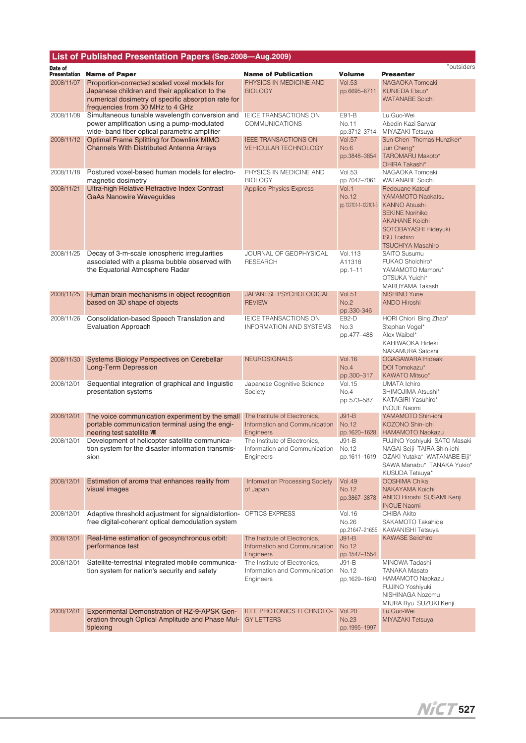## List of Published Presentation Papers (Sep.2008—Aug.2009)

*outsiders

| Date of Presentation | Name of Paper | Name of Publication | Volume | Presenter |
|---|---|---|---|---|
| 2008/11/07 | Proportion-corrected scaled voxel models for Japanese children and their application to the numerical dosimetry of specific absorption rate for frequencies from 30 MHz to 4 GHz | PHYSICS IN MEDICINE AND BIOLOGY | Vol.53 pp.6695–6711 | NAGAOKA Tomoaki KUNIEDA Etsuo* WATANABE Soichi |
| 2008/11/08 | Simultaneous tunable wavelength conversion and power amplification using a pump-modulated wide- band fiber optical parametric amplifier | IEICE TRANSACTIONS ON COMMUNICATIONS | E91-B No.11 pp.3712–3714 | Lu Guo-Wei Abedin Kazi Sarwar MIYAZAKI Tetsuya |
| 2008/11/12 | Optimal Frame Splitting for Downlink MIMO Channels With Distributed Antenna Arrays | IEEE TRANSACTIONS ON VEHICULAR TECHNOLOGY | Vol.57 No.6 pp.3848–3854 | Sun Chen Thomas Hunziker* Jun Cheng* TAROMARU Makoto* OHIRA Takashi* |
| 2008/11/18 | Postured voxel-based human models for electro-magnetic dosimetry | PHYSICS IN MEDICINE AND BIOLOGY | Vol.53 pp.7047–7061 | NAGAOKA Tomoaki WATANABE Soichi |
| 2008/11/21 | Ultra-high Relative Refractive Index Contrast GaAs Nanowire Waveguides | Applied Physics Express | Vol.1 No.12 pp.122101-1–122101-3 | Redouane Katouf YAMAMOTO Naokatsu KANNO Atsushi SEKINE Norihiko AKAHANE Koichi SOTOBAYASHI Hideyuki ISU Toshiro TSUCHIYA Masahiro |
| 2008/11/25 | Decay of 3-m-scale ionospheric irregularities associated with a plasma bubble observed with the Equatorial Atmosphere Radar | JOURNAL OF GEOPHYSICAL RESEARCH | Vol.113 A11318 pp.1–11 | SAITO Susumu FUKAO Shoichiro* YAMAMOTO Mamoru* OTSUKA Yuichi* MARUYAMA Takashi |
| 2008/11/25 | Human brain mechanisms in object recognition based on 3D shape of objects | JAPANESE PSYCHOLOGICAL REVIEW | Vol.51 No.2 pp.330-346 | NISHINO Yurie ANDO Hiroshi |
| 2008/11/26 | Consolidation-based Speech Translation and Evaluation Approach | IEICE TRANSACTIONS ON INFORMATION AND SYSTEMS | E92-D No.3 pp.477–488 | HORI Chiori Bing Zhao* Stephan Vogel* Alex Waibel* KAHIWAOKA Hideki NAKAMURA Satoshi |
| 2008/11/30 | Systems Biology Perspectives on Cerebellar Long-Term Depression | NEUROSIGNALS | Vol.16 No.4 pp.300–317 | OGASAWARA Hideaki DOI Tomokazu* KAWATO Mitsuo* |
| 2008/12/01 | Sequential integration of graphical and linguistic presentation systems | Japanese Cognitive Science Society | Vol.15 No.4 pp.573–587 | UMATA Ichiro SHIMOJIMA Atsushi* KATAGIRI Yasuhiro* INOUE Naomi |
| 2008/12/01 | The voice communication experiment by the small portable communication terminal using the engi-neering test satellite Ⅷ | The Institute of Electronics, Information and Communication Engineers | J91-B No.12 pp.1620–1628 | YAMAMOTO Shin-ichi KOZONO Shin-ichi HAMAMOTO Naokazu |
| 2008/12/01 | Development of helicopter satellite communica-tion system for the disaster information transmis-sion | The Institute of Electronics, Information and Communication Engineers | J91-B No.12 pp.1611–1619 | FUJINO Yoshiyuki SATO Masaki NAGAI Seiji TAIRA Shin-ichi OZAKI Yutaka* WATANABE Eiji* SAWA Manabu* TANAKA Yukio* KUSUDA Tetsuya* |
| 2008/12/01 | Estimation of aroma that enhances reality from visual images | Information Processing Society of Japan | Vol.49 No.12 pp.3867–3878 | OOSHIMA Chika NAKAYAMA Koichi ANDO Hiroshi SUSAMI Kenji INOUE Naomi |
| 2008/12/01 | Adaptive threshold adjustment for signaldistortion-free digital-coherent optical demodulation system | OPTICS EXPRESS | Vol.16 No.26 pp.21647–21655 | CHIBA Akito SAKAMOTO Takahide KAWANISHI Tetsuya |
| 2008/12/01 | Real-time estimation of geosynchronous orbit: performance test | The Institute of Electronics, Information and Communication Engineers | J91-B No.12 pp.1547–1554 | KAWASE Seiichiro |
| 2008/12/01 | Satellite-terrestrial integrated mobile communica-tion system for nation's security and safety | The Institute of Electronics, Information and Communication Engineers | J91-B No.12 pp.1629–1640 | MINOWA Tadashi TANAKA Masato HAMAMOTO Naokazu FUJINO Yoshiyuki NISHINAGA Nozomu MIURA Ryu SUZUKI Kenji |
| 2008/12/01 | Experimental Demonstration of RZ-9-APSK Gen-eration through Optical Amplitude and Phase Mul-tiplexing | IEEE PHOTONICS TECHNOLO-GY LETTERS | Vol.20 No.23 pp.1995–1997 | Lu Guo-Wei MIYAZAKI Tetsuya |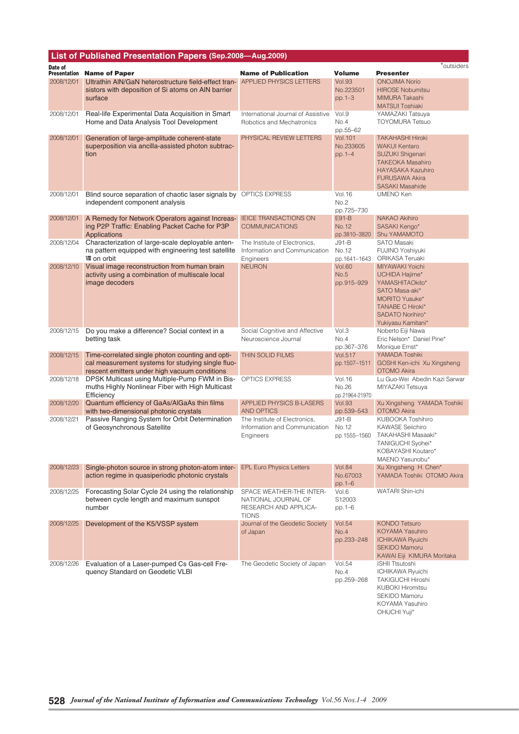## List of Published Presentation Papers (Sep.2008—Aug.2009)

*outsiders

| Date of Presentation | Name of Paper | Name of Publication | Volume | Presenter |
|---|---|---|---|---|
| 2008/12/01 | Ultrathin AlN/GaN heterostructure field-effect transistors with deposition of Si atoms on AlN barrier surface | APPLIED PHYSICS LETTERS | Vol.93 No.223501 pp.1–3 | ONOJIMA Norio HIROSE Nobumitsu MIMURA Takashi MATSUI Toshiaki |
| 2008/12/01 | Real-life Experimental Data Acquisition in Smart Home and Data Analysis Tool Development | International Journal of Assistive Robotics and Mechatronics | Vol.9 No.4 pp.55–62 | YAMAZAKI Tatsuya TOYOMURA Tetsuo |
| 2008/12/01 | Generation of large-amplitude coherent-state superposition via ancilla-assisted photon subtraction | PHYSICAL REVIEW LETTERS | Vol.101 No.233605 pp.1–4 | TAKAHASHI Hiroki WAKUI Kentaro SUZUKI Shigenari TAKEOKA Masahiro HAYASAKA Kazuhiro FURUSAWA Akira SASAKI Masahide |
| 2008/12/01 | Blind source separation of chaotic laser signals by independent component analysis | OPTICS EXPRESS | Vol.16 No.2 pp.725–730 | UMENO Ken |
| 2008/12/01 | A Remedy for Network Operators against Increasing P2P Traffic: Enabling Packet Cache for P3P Applications | IEICE TRANSACTIONS ON COMMUNICATIONS | E91-B No.12 pp.3810–3820 | NAKAO Akihiro SASAKI Kengo* Shu YAMAMOTO |
| 2008/12/04 | Characterization of large-scale deployable antenna pattern equipped with engineering test satellite Ⅷ on orbit | The Institute of Electronics, Information and Communication Engineers | J91-B No.12 pp.1641–1643 | SATO Masaki FUJINO Yoshiyuki ORIKASA Teruaki |
| 2008/12/10 | Visual image reconstruction from human brain activity using a combination of multiscale local image decoders | NEURON | Vol.60 No.5 pp.915–929 | MIYAWAKI Yoichi UCHIDA Hajime* YAMASHITAOkito* SATO Masa-aki* MORITO Yusuke* TANABE C Hiroki* SADATO Norihiro* Yukiyasu Kamitani* |
| 2008/12/15 | Do you make a difference? Social context in a betting task | Social Cognitive and Affective Neuroscience Journal | Vol.3 No.4 pp.367–376 | Noberto Eiji Nawa Eric Nelson* Daniel Pine* Monique Ernst* |
| 2008/12/15 | Time-correlated single photon counting and optical measurement systems for studying single fluorescent emitters under high vacuum conditions | THIN SOLID FILMS | Vol.517 pp.1507–1511 | YAMADA Toshiki GOSHI Ken-ichi Xu Xingsheng OTOMO Akira |
| 2008/12/18 | DPSK Multicast using Multiple-Pump FWM in Bismuths Highly Nonlinear Fiber with High Multicast Efficiency | OPTICS EXPRESS | Vol.16 No.26 pp.21964-21970 | Lu Guo-Wei Abedin Kazi Sarwar MIYAZAKI Tetsuya |
| 2008/12/20 | Quantum efficiency of GaAs/AlGaAs thin films with two-dimensional photonic crystals | APPLIED PHYSICS B-LASERS AND OPTICS | Vol.93 pp.539–543 | Xu Xingsheng YAMADA Toshiki OTOMO Akira |
| 2008/12/21 | Passive Ranging System for Orbit Determination of Geosynchronous Satellite | The Institute of Electronics, Information and Communication Engineers | J91-B No.12 pp.1555–1560 | KUBOOKA Toshihiro KAWASE Seiichiro TAKAHASHI Masaaki* TANIGUCHI Syohei* KOBAYASHI Koutaro* MAENO Yasunobu* |
| 2008/12/23 | Single-photon source in strong photon-atom interaction regime in quasiperiodic photonic crystals | EPL Euro Physics Letters | Vol.84 No.67003 pp.1–6 | Xu Xingsheng H. Chen* YAMADA Toshiki OTOMO Akira |
| 2008/12/25 | Forecasting Solar Cycle 24 using the relationship between cycle length and maximum sunspot number | SPACE WEATHER-THE INTERNATIONAL JOURNAL OF RESEARCH AND APPLICATIONS | Vol.6 S12003 pp.1–6 | WATARI Shin-ichi |
| 2008/12/25 | Development of the K5/VSSP system | Journal of the Geodetic Society of Japan | Vol.54 No.4 pp.233–248 | KONDO Tetsuro KOYAMA Yasuhiro ICHIKAWA Ryuichi SEKIDO Mamoru KAWAI Eiji KIMURA Moritaka |
| 2008/12/26 | Evaluation of a Laser-pumped Cs Gas-cell Frequency Standard on Geodetic VLBI | The Geodetic Society of Japan | Vol.54 No.4 pp.259–268 | ISHII Ttsutoshi ICHIKAWA Ryuichi TAKIGUCHI Hiroshi KUBOKI Hiromitsu SEKIDO Mamoru KOYAMA Yasuhiro OHUCHI Yuji* |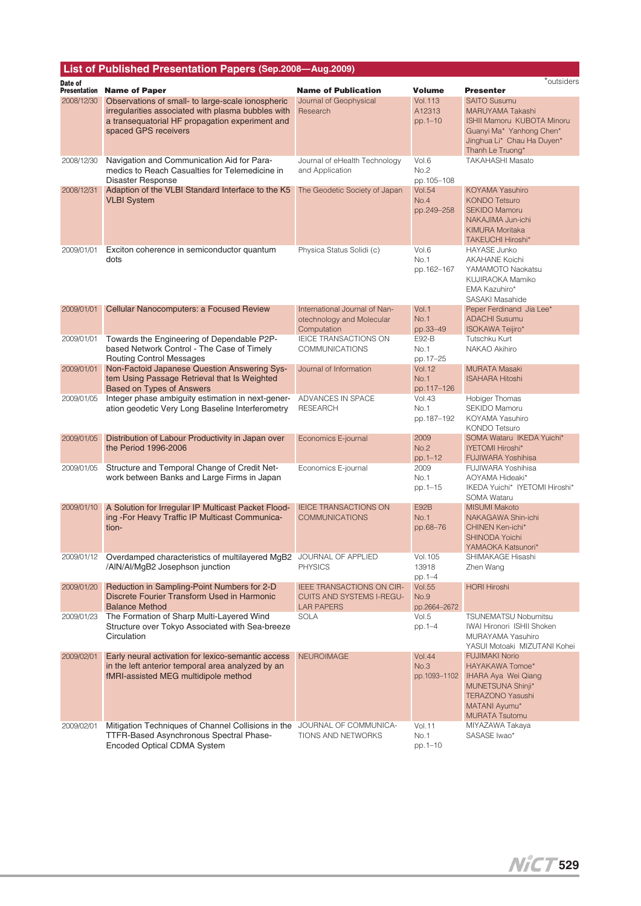## List of Published Presentation Papers (Sep.2008—Aug.2009)

*outsiders

| Date of Presentation | Name of Paper | Name of Publication | Volume | Presenter |
|---|---|---|---|---|
| 2008/12/30 | Observations of small- to large-scale ionospheric irregularities associated with plasma bubbles with a transequatorial HF propagation experiment and spaced GPS receivers | Journal of Geophysical Research | Vol.113 A12313 pp.1–10 | SAITO Susumu MARUYAMA Takashi ISHII Mamoru KUBOTA Minoru Guanyi Ma* Yanhong Chen* Jinghua Li* Chau Ha Duyen* Thanh Le Truong* |
| 2008/12/30 | Navigation and Communication Aid for Paramedics to Reach Casualties for Telemedicine in Disaster Response | Journal of eHealth Technology and Application | Vol.6 No.2 pp.105–108 | TAKAHASHI Masato |
| 2008/12/31 | Adaption of the VLBI Standard Interface to the K5 VLBI System | The Geodetic Society of Japan | Vol.54 No.4 pp.249–258 | KOYAMA Yasuhiro KONDO Tetsuro SEKIDO Mamoru NAKAJIMA Jun-ichi KIMURA Moritaka TAKEUCHI Hiroshi* |
| 2009/01/01 | Exciton coherence in semiconductor quantum dots | Physica Status Solidi (c) | Vol.6 No.1 pp.162–167 | HAYASE Junko AKAHANE Koichi YAMAMOTO Naokatsu KUJIRAOKA Mamiko EMA Kazuhiro* SASAKI Masahide |
| 2009/01/01 | Cellular Nanocomputers: a Focused Review | International Journal of Nanotechnology and Molecular Computation | Vol.1 No.1 pp.33–49 | Peper Ferdinand Jia Lee* ADACHI Susumu ISOKAWA Teijiro* |
| 2009/01/01 | Towards the Engineering of Dependable P2P-based Network Control - The Case of Timely Routing Control Messages | IEICE TRANSACTIONS ON COMMUNICATIONS | E92-B No.1 pp.17–25 | Tutschku Kurt NAKAO Akihiro |
| 2009/01/01 | Non-Factoid Japanese Question Answering System Using Passage Retrieval that Is Weighted Based on Types of Answers | Journal of Information | Vol.12 No.1 pp.117–126 | MURATA Masaki ISAHARA Hitoshi |
| 2009/01/05 | Integer phase ambiguity estimation in next-generation geodetic Very Long Baseline Interferometry | ADVANCES IN SPACE RESEARCH | Vol.43 No.1 pp.187–192 | Hobiger Thomas SEKIDO Mamoru KOYAMA Yasuhiro KONDO Tetsuro |
| 2009/01/05 | Distribution of Labour Productivity in Japan over the Period 1996-2006 | Economics E-journal | 2009 No.2 pp.1–12 | SOMA Wataru IKEDA Yuichi* IYETOMI Hiroshi* FUJIWARA Yoshihisa |
| 2009/01/05 | Structure and Temporal Change of Credit Network between Banks and Large Firms in Japan | Economics E-journal | 2009 No.1 pp.1–15 | FUJIWARA Yoshihisa AOYAMA Hideaki* IKEDA Yuichi* IYETOMI Hiroshi* SOMA Wataru |
| 2009/01/10 | A Solution for Irregular IP Multicast Packet Flooding -For Heavy Traffic IP Multicast Communication- | IEICE TRANSACTIONS ON COMMUNICATIONS | E92B No.1 pp.68–76 | MISUMI Makoto NAKAGAWA Shin-ichi CHINEN Ken-ichi* SHINODA Yoichi YAMAOKA Katsunori* |
| 2009/01/12 | Overdamped characteristics of multilayered MgB2 /AlN/Al/MgB2 Josephson junction | JOURNAL OF APPLIED PHYSICS | Vol.105 13918 pp.1–4 | SHIMAKAGE Hisashi Zhen Wang |
| 2009/01/20 | Reduction in Sampling-Point Numbers for 2-D Discrete Fourier Transform Used in Harmonic Balance Method | IEEE TRANSACTIONS ON CIRCUITS AND SYSTEMS I-REGULAR PAPERS | Vol.55 No.9 pp.2664–2672 | HORI Hiroshi |
| 2009/01/23 | The Formation of Sharp Multi-Layered Wind Structure over Tokyo Associated with Sea-breeze Circulation | SOLA | Vol.5 pp.1–4 | TSUNEMATSU Nobumitsu IWAI Hironori ISHII Shoken MURAYAMA Yasuhiro YASUI Motoaki MIZUTANI Kohei |
| 2009/02/01 | Early neural activation for lexico-semantic access in the left anterior temporal area analyzed by an fMRI-assisted MEG multidipole method | NEUROIMAGE | Vol.44 No.3 pp.1093–1102 | FUJIMAKI Norio HAYAKAWA Tomoe* IHARA Aya Wei Qiang MUNETSUNA Shinji* TERAZONO Yasushi MATANI Ayumu* MURATA Tsutomu |
| 2009/02/01 | Mitigation Techniques of Channel Collisions in the TTFR-Based Asynchronous Spectral Phase-Encoded Optical CDMA System | JOURNAL OF COMMUNICATIONS AND NETWORKS | Vol.11 No.1 pp.1–10 | MIYAZAWA Takaya SASASE Iwao* |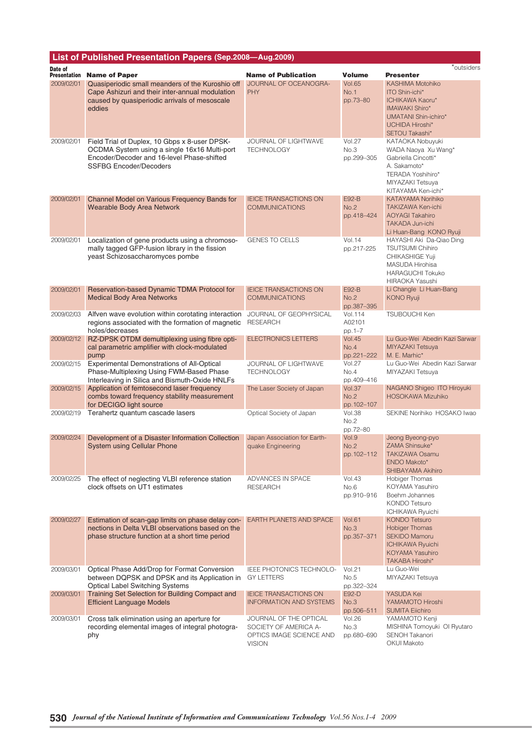## List of Published Presentation Papers (Sep.2008—Aug.2009)

*outsiders

| Date of Presentation | Name of Paper | Name of Publication | Volume | Presenter |
|---|---|---|---|---|
| 2009/02/01 | Quasiperiodic small meanders of the Kuroshio off Cape Ashizuri and their inter-annual modulation caused by quasiperiodic arrivals of mesoscale eddies | JOURNAL OF OCEANOGRAPHY | Vol.65 No.1 pp.73–80 | KASHIMA Motohiko ITO Shin-ichi* ICHIKAWA Kaoru* IMAWAKI Shiro* UMATANI Shin-ichiro* UCHIDA Hiroshi* SETOU Takashi* |
| 2009/02/01 | Field Trial of Duplex, 10 Gbps x 8-user DPSK-OCDMA System using a single 16x16 Multi-port Encoder/Decoder and 16-level Phase-shifted SSFBG Encoder/Decoders | JOURNAL OF LIGHTWAVE TECHNOLOGY | Vol.27 No.3 pp.299–305 | KATAOKA Nobuyuki WADA Naoya Xu Wang* Gabriella Cincotti* A. Sakamoto* TERADA Yoshihiro* MIYAZAKI Tetsuya KITAYAMA Ken-ichi* |
| 2009/02/01 | Channel Model on Various Frequency Bands for Wearable Body Area Network | IEICE TRANSACTIONS ON COMMUNICATIONS | E92-B No.2 pp.418–424 | KATAYAMA Norihiko TAKIZAWA Ken-ichi AOYAGI Takahiro TAKADA Jun-ichi Li Huan-Bang KONO Ryuji |
| 2009/02/01 | Localization of gene products using a chromosomally tagged GFP-fusion library in the fission yeast Schizosaccharomyces pombe | GENES TO CELLS | Vol.14 pp.217-225 | HAYASHI Aki Da-Qiao Ding TSUTSUMI Chihiro CHIKASHIGE Yuji MASUDA Hirohisa HARAGUCHI Tokuko HIRAOKA Yasushi |
| 2009/02/01 | Reservation-based Dynamic TDMA Protocol for Medical Body Area Networks | IEICE TRANSACTIONS ON COMMUNICATIONS | E92-B No.2 pp.387–395 | Li Changle Li Huan-Bang KONO Ryuji |
| 2009/02/03 | Alfven wave evolution within corotating interaction regions associated with the formation of magnetic holes/decreases | JOURNAL OF GEOPHYSICAL RESEARCH | Vol.114 A02101 pp.1–7 | TSUBOUCHI Ken |
| 2009/02/12 | RZ-DPSK OTDM demultiplexing using fibre optical parametric amplifier with clock-modulated pump | ELECTRONICS LETTERS | Vol.45 No.4 pp.221–222 | Lu Guo-Wei Abedin Kazi Sarwar MIYAZAKI Tetsuya M. E. Marhic* |
| 2009/02/15 | Experimental Demonstrations of All-Optical Phase-Multiplexing Using FWM-Based Phase Interleaving in Silica and Bismuth-Oxide HNLFs | JOURNAL OF LIGHTWAVE TECHNOLOGY | Vol.27 No.4 pp.409–416 | Lu Guo-Wei Abedin Kazi Sarwar MIYAZAKI Tetsuya |
| 2009/02/15 | Application of femtosecond laser frequency combs toward frequency stability measurement for DECIGO light source | The Laser Society of Japan | Vol.37 No.2 pp.102–107 | NAGANO Shigeo ITO Hiroyuki HOSOKAWA Mizuhiko |
| 2009/02/19 | Terahertz quantum cascade lasers | Optical Society of Japan | Vol.38 No.2 pp.72–80 | SEKINE Norihiko HOSAKO Iwao |
| 2009/02/24 | Development of a Disaster Information Collection System using Cellular Phone | Japan Association for Earthquake Engineering | Vol.9 No.2 pp.102–112 | Jeong Byeong-pyo ZAMA Shinsuke* TAKIZAWA Osamu ENDO Makoto* SHIBAYAMA Akihiro |
| 2009/02/25 | The effect of neglecting VLBI reference station clock offsets on UT1 estimates | ADVANCES IN SPACE RESEARCH | Vol.43 No.6 pp.910–916 | Hobiger Thomas KOYAMA Yasuhiro Boehm Johannes KONDO Tetsuro ICHIKAWA Ryuichi |
| 2009/02/27 | Estimation of scan-gap limits on phase delay connections in Delta VLBI observations based on the phase structure function at a short time period | EARTH PLANETS AND SPACE | Vol.61 No.3 pp.357–371 | KONDO Tetsuro Hobiger Thomas SEKIDO Mamoru ICHIKAWA Ryuichi KOYAMA Yasuhiro TAKABA Hiroshi* |
| 2009/03/01 | Optical Phase Add/Drop for Format Conversion between DQPSK and DPSK and its Application in Optical Label Switching Systems | IEEE PHOTONICS TECHNOLOGY LETTERS | Vol.21 No.5 pp.322–324 | Lu Guo-Wei MIYAZAKI Tetsuya |
| 2009/03/01 | Training Set Selection for Building Compact and Efficient Language Models | IEICE TRANSACTIONS ON INFORMATION AND SYSTEMS | E92-D No.3 pp.506–511 | YASUDA Kei YAMAMOTO Hiroshi SUMITA Eiichiro |
| 2009/03/01 | Cross talk elimination using an aperture for recording elemental images of integral photography | JOURNAL OF THE OPTICAL SOCIETY OF AMERICA A-OPTICS IMAGE SCIENCE AND VISION | Vol.26 No.3 pp.680–690 | YAMAMOTO Kenji MISHINA Tomoyuki OI Ryutaro SENOH Takanori OKUI Makoto |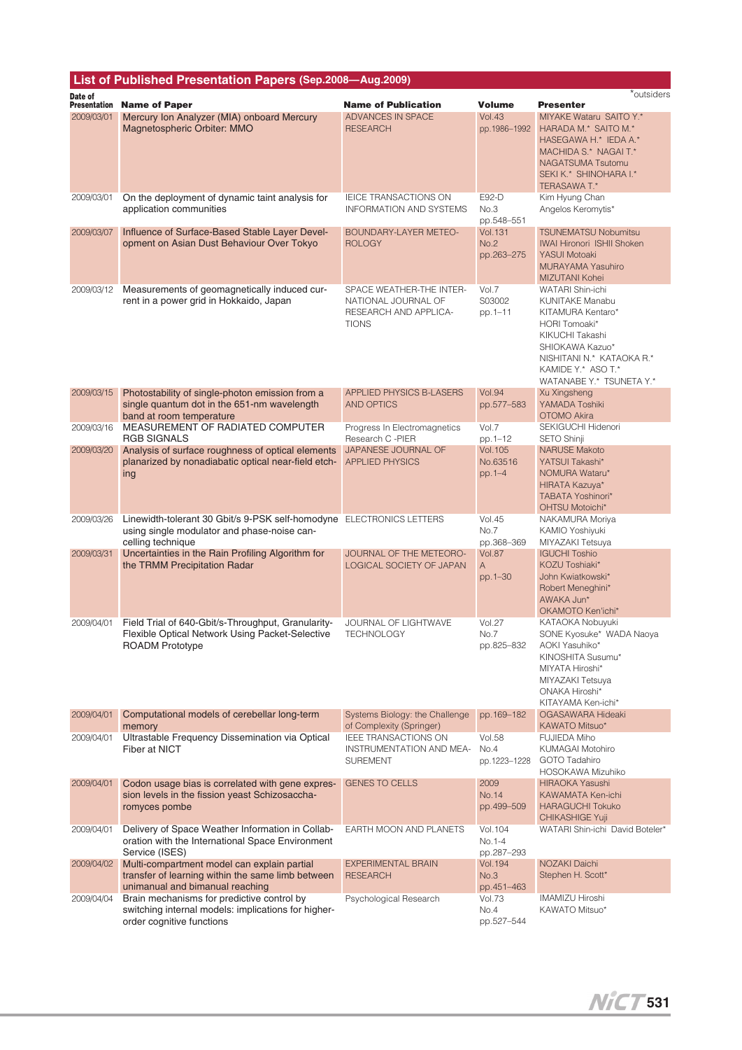## List of Published Presentation Papers (Sep.2008—Aug.2009)

*outsiders

| Date of Presentation | Name of Paper | Name of Publication | Volume | Presenter |
|---|---|---|---|---|
| 2009/03/01 | Mercury Ion Analyzer (MIA) onboard Mercury Magnetospheric Orbiter: MMO | ADVANCES IN SPACE RESEARCH | Vol.43 pp.1986–1992 | MIYAKE Wataru SAITO Y.* HARADA M.* SAITO M.* HASEGAWA H.* IEDA A.* MACHIDA S.* NAGAI T.* NAGATSUMA Tsutomu SEKI K.* SHINOHARA I.* TERASAWA T.* |
| 2009/03/01 | On the deployment of dynamic taint analysis for application communities | IEICE TRANSACTIONS ON INFORMATION AND SYSTEMS | E92-D No.3 pp.548–551 | Kim Hyung Chan Angelos Keromytis* |
| 2009/03/07 | Influence of Surface-Based Stable Layer Development on Asian Dust Behaviour Over Tokyo | BOUNDARY-LAYER METEOROLOGY | Vol.131 No.2 pp.263–275 | TSUNEMATSU Nobumitsu IWAI Hironori ISHII Shoken YASUI Motoaki MURAYAMA Yasuhiro MIZUTANI Kohei |
| 2009/03/12 | Measurements of geomagnetically induced current in a power grid in Hokkaido, Japan | SPACE WEATHER-THE INTERNATIONAL JOURNAL OF RESEARCH AND APPLICATIONS | Vol.7 S03002 pp.1–11 | WATARI Shin-ichi KUNITAKE Manabu KITAMURA Kentaro* HORI Tomoaki* KIKUCHI Takashi SHIOKAWA Kazuo* NISHITANI N.* KATAOKA R.* KAMIDE Y.* ASO T.* WATANABE Y.* TSUNETA Y.* |
| 2009/03/15 | Photostability of single-photon emission from a single quantum dot in the 651-nm wavelength band at room temperature | APPLIED PHYSICS B-LASERS AND OPTICS | Vol.94 pp.577–583 | Xu Xingsheng YAMADA Toshiki OTOMO Akira |
| 2009/03/16 | MEASUREMENT OF RADIATED COMPUTER RGB SIGNALS | Progress In Electromagnetics Research C -PIER | Vol.7 pp.1–12 | SEKIGUCHI Hidenori SETO Shinji |
| 2009/03/20 | Analysis of surface roughness of optical elements planarized by nonadiabatic optical near-field etching | JAPANESE JOURNAL OF APPLIED PHYSICS | Vol.105 No.63516 pp.1–4 | NARUSE Makoto YATSUI Takashi* NOMURA Wataru* HIRATA Kazuya* TABATA Yoshinori* OHTSU Motoichi* |
| 2009/03/26 | Linewidth-tolerant 30 Gbit/s 9-PSK self-homodyne using single modulator and phase-noise cancelling technique | ELECTRONICS LETTERS | Vol.45 No.7 pp.368–369 | NAKAMURA Moriya KAMIO Yoshiyuki MIYAZAKI Tetsuya |
| 2009/03/31 | Uncertainties in the Rain Profiling Algorithm for the TRMM Precipitation Radar | JOURNAL OF THE METEOROLOGICAL SOCIETY OF JAPAN | Vol.87 A pp.1–30 | IGUCHI Toshio KOZU Toshiaki* John Kwiatkowski* Robert Meneghini* AWAKA Jun* OKAMOTO Ken'ichi* |
| 2009/04/01 | Field Trial of 640-Gbit/s-Throughput, Granularity-Flexible Optical Network Using Packet-Selective ROADM Prototype | JOURNAL OF LIGHTWAVE TECHNOLOGY | Vol.27 No.7 pp.825–832 | KATAOKA Nobuyuki SONE Kyosuke* WADA Naoya AOKI Yasuhiko* KINOSHITA Susumu* MIYATA Hiroshi* MIYAZAKI Tetsuya ONAKA Hiroshi* KITAYAMA Ken-ichi* |
| 2009/04/01 | Computational models of cerebellar long-term memory | Systems Biology: the Challenge of Complexity (Springer) | pp.169–182 | OGASAWARA Hideaki KAWATO Mitsuo* |
| 2009/04/01 | Ultrastable Frequency Dissemination via Optical Fiber at NICT | IEEE TRANSACTIONS ON INSTRUMENTATION AND MEASUREMENT | Vol.58 No.4 pp.1223–1228 | FUJIEDA Miho KUMAGAI Motohiro GOTO Tadahiro HOSOKAWA Mizuhiko |
| 2009/04/01 | Codon usage bias is correlated with gene expression levels in the fission yeast Schizosaccharomyces pombe | GENES TO CELLS | 2009 No.14 pp.499–509 | HIRAOKA Yasushi KAWAMATA Ken-ichi HARAGUCHI Tokuko CHIKASHIGE Yuji |
| 2009/04/01 | Delivery of Space Weather Information in Collaboration with the International Space Environment Service (ISES) | EARTH MOON AND PLANETS | Vol.104 No.1-4 pp.287–293 | WATARI Shin-ichi David Boteler* |
| 2009/04/02 | Multi-compartment model can explain partial transfer of learning within the same limb between unimanual and bimanual reaching | EXPERIMENTAL BRAIN RESEARCH | Vol.194 No.3 pp.451–463 | NOZAKI Daichi Stephen H. Scott* |
| 2009/04/04 | Brain mechanisms for predictive control by switching internal models: implications for higher-order cognitive functions | Psychological Research | Vol.73 No.4 pp.527–544 | IMAMIZU Hiroshi KAWATO Mitsuo* |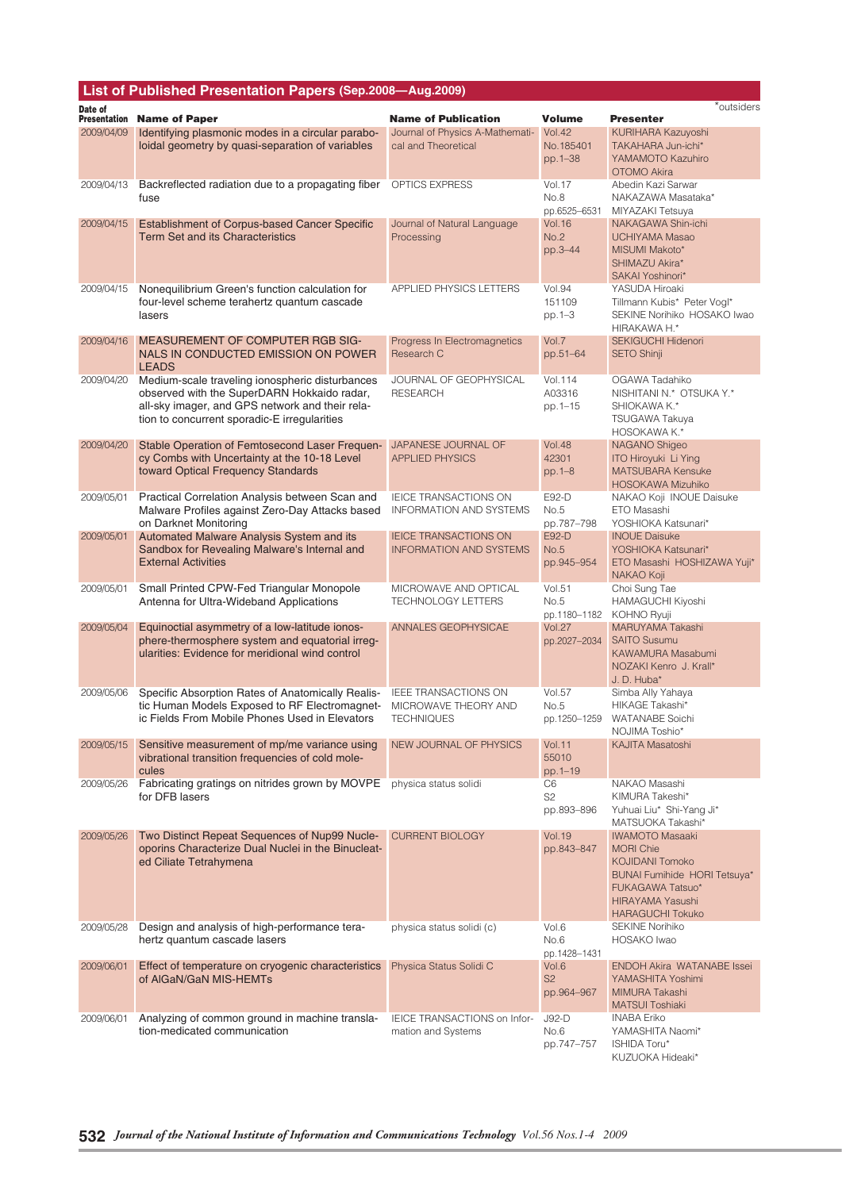## List of Published Presentation Papers (Sep.2008—Aug.2009)

*outsiders

| Date of Presentation | Name of Paper | Name of Publication | Volume | Presenter |
|---|---|---|---|---|
| 2009/04/09 | Identifying plasmonic modes in a circular paraboloidal geometry by quasi-separation of variables | Journal of Physics A-Mathematical and Theoretical | Vol.42 No.185401 pp.1–38 | KURIHARA Kazuyoshi TAKAHARA Jun-ichi* YAMAMOTO Kazuhiro OTOMO Akira |
| 2009/04/13 | Backreflected radiation due to a propagating fiber fuse | OPTICS EXPRESS | Vol.17 No.8 pp.6525–6531 | Abedin Kazi Sarwar NAKAZAWA Masataka* MIYAZAKI Tetsuya |
| 2009/04/15 | Establishment of Corpus-based Cancer Specific Term Set and its Characteristics | Journal of Natural Language Processing | Vol.16 No.2 pp.3–44 | NAKAGAWA Shin-ichi UCHIYAMA Masao MISUMI Makoto* SHIMAZU Akira* SAKAI Yoshinori* |
| 2009/04/15 | Nonequilibrium Green's function calculation for four-level scheme terahertz quantum cascade lasers | APPLIED PHYSICS LETTERS | Vol.94 151109 pp.1–3 | YASUDA Hiroaki Tillmann Kubis* Peter Vogl* SEKINE Norihiko HOSAKO Iwao HIRAKAWA H.* |
| 2009/04/16 | MEASUREMENT OF COMPUTER RGB SIGNALS IN CONDUCTED EMISSION ON POWER LEADS | Progress In Electromagnetics Research C | Vol.7 pp.51–64 | SEKIGUCHI Hidenori SETO Shinji |
| 2009/04/20 | Medium-scale traveling ionospheric disturbances observed with the SuperDARN Hokkaido radar, all-sky imager, and GPS network and their relation to concurrent sporadic-E irregularities | JOURNAL OF GEOPHYSICAL RESEARCH | Vol.114 A03316 pp.1–15 | OGAWA Tadahiko NISHITANI N.* OTSUKA Y.* SHIOKAWA K.* TSUGAWA Takuya HOSOKAWA K.* |
| 2009/04/20 | Stable Operation of Femtosecond Laser Frequency Combs with Uncertainty at the 10-18 Level toward Optical Frequency Standards | JAPANESE JOURNAL OF APPLIED PHYSICS | Vol.48 42301 pp.1–8 | NAGANO Shigeo ITO Hiroyuki Li Ying MATSUBARA Kensuke HOSOKAWA Mizuhiko |
| 2009/05/01 | Practical Correlation Analysis between Scan and Malware Profiles against Zero-Day Attacks based on Darknet Monitoring | IEICE TRANSACTIONS ON INFORMATION AND SYSTEMS | E92-D No.5 pp.787–798 | NAKAO Koji INOUE Daisuke ETO Masashi YOSHIOKA Katsunari* |
| 2009/05/01 | Automated Malware Analysis System and its Sandbox for Revealing Malware's Internal and External Activities | IEICE TRANSACTIONS ON INFORMATION AND SYSTEMS | E92-D No.5 pp.945–954 | INOUE Daisuke YOSHIOKA Katsunari* ETO Masashi HOSHIZAWA Yuji* NAKAO Koji |
| 2009/05/01 | Small Printed CPW-Fed Triangular Monopole Antenna for Ultra-Wideband Applications | MICROWAVE AND OPTICAL TECHNOLOGY LETTERS | Vol.51 No.5 pp.1180–1182 | Choi Sung Tae HAMAGUCHI Kiyoshi KOHNO Ryuji |
| 2009/05/04 | Equinoctial asymmetry of a low-latitude ionosphere-thermosphere system and equatorial irregularities: Evidence for meridional wind control | ANNALES GEOPHYSICAE | Vol.27 pp.2027–2034 | MARUYAMA Takashi SAITO Susumu KAWAMURA Masabumi NOZAKI Kenro J. Krall* J. D. Huba* |
| 2009/05/06 | Specific Absorption Rates of Anatomically Realistic Human Models Exposed to RF Electromagnetic Fields From Mobile Phones Used in Elevators | IEEE TRANSACTIONS ON MICROWAVE THEORY AND TECHNIQUES | Vol.57 No.5 pp.1250–1259 | Simba Ally Yahaya HIKAGE Takashi* WATANABE Soichi NOJIMA Toshio* |
| 2009/05/15 | Sensitive measurement of mp/me variance using vibrational transition frequencies of cold molecules | NEW JOURNAL OF PHYSICS | Vol.11 55010 pp.1–19 | KAJITA Masatoshi |
| 2009/05/26 | Fabricating gratings on nitrides grown by MOVPE for DFB lasers | physica status solidi | C6 S2 pp.893–896 | NAKAO Masashi KIMURA Takeshi* Yuhuai Liu* Shi-Yang Ji* MATSUOKA Takashi* |
| 2009/05/26 | Two Distinct Repeat Sequences of Nup99 Nucleoporins Characterize Dual Nuclei in the Binucleated Ciliate Tetrahymena | CURRENT BIOLOGY | Vol.19 pp.843–847 | IWAMOTO Masaaki MORI Chie KOJIDANI Tomoko BUNAI Fumihide HORI Tetsuya* FUKAGAWA Tatsuo* HIRAYAMA Yasushi HARAGUCHI Tokuko |
| 2009/05/28 | Design and analysis of high-performance terahertz quantum cascade lasers | physica status solidi (c) | Vol.6 No.6 pp.1428–1431 | SEKINE Norihiko HOSAKO Iwao |
| 2009/06/01 | Effect of temperature on cryogenic characteristics of AlGaN/GaN MIS-HEMTs | Physica Status Solidi C | Vol.6 S2 pp.964–967 | ENDOH Akira WATANABE Issei YAMASHITA Yoshimi MIMURA Takashi MATSUI Toshiaki |
| 2009/06/01 | Analyzing of common ground in machine translation-medicated communication | IEICE TRANSACTIONS on Information and Systems | J92-D No.6 pp.747–757 | INABA Eriko YAMASHITA Naomi* ISHIDA Toru* KUZUOKA Hideaki* |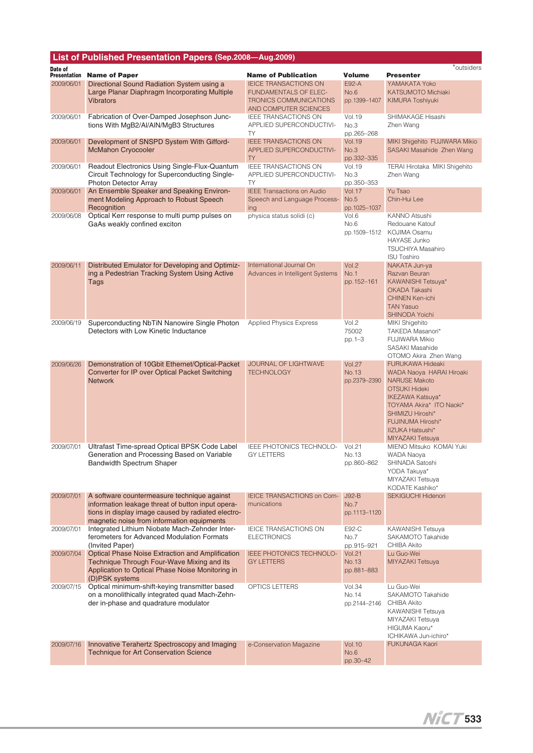## List of Published Presentation Papers (Sep.2008—Aug.2009)

*outsiders

| Date of Presentation | Name of Paper | Name of Publication | Volume | Presenter |
|---|---|---|---|---|
| 2009/06/01 | Directional Sound Radiation System using a Large Planar Diaphragm Incorporating Multiple Vibrators | IEICE TRANSACTIONS ON FUNDAMENTALS OF ELECTRONICS COMMUNICATIONS AND COMPUTER SCIENCES | E92-A No.6 pp.1399–1407 | YAMAKATA Yoko KATSUMOTO Michiaki KIMURA Toshiyuki |
| 2009/06/01 | Fabrication of Over-Damped Josephson Junctions With MgB2/Al/AlN/MgB3 Structures | IEEE TRANSACTIONS ON APPLIED SUPERCONDUCTIVITY | Vol.19 No.3 pp.265–268 | SHIMAKAGE Hisashi Zhen Wang |
| 2009/06/01 | Development of SNSPD System With Gifford-McMahon Cryocooler | IEEE TRANSACTIONS ON APPLIED SUPERCONDUCTIVITY | Vol.19 No.3 pp.332–335 | MIKI Shigehito FUJIWARA Mikio SASAKI Masahide Zhen Wang |
| 2009/06/01 | Readout Electronics Using Single-Flux-Quantum Circuit Technology for Superconducting Single-Photon Detector Array | IEEE TRANSACTIONS ON APPLIED SUPERCONDUCTIVITY | Vol.19 No.3 pp.350–353 | TERAI Hirotaka MIKI Shigehito Zhen Wang |
| 2009/06/01 | An Ensemble Speaker and Speaking Environment Modeling Approach to Robust Speech Recognition | IEEE Transactions on Audio Speech and Language Processing | Vol.17 No.5 pp.1025–1037 | Yu Tsao Chin-Hui Lee |
| 2009/06/08 | Optical Kerr response to multi pump pulses on GaAs weakly confined exciton | physica status solidi (c) | Vol.6 No.6 pp.1509–1512 | KANNO Atsushi Redouane Katouf KOJIMA Osamu HAYASE Junko TSUCHIYA Masahiro ISU Toshiro |
| 2009/06/11 | Distributed Emulator for Developing and Optimizing a Pedestrian Tracking System Using Active Tags | International Journal On Advances in Intelligent Systems | Vol.2 No.1 pp.152–161 | NAKATA Jun-ya Razvan Beuran KAWANISHI Tetsuya* OKADA Takashi CHINEN Ken-ichi TAN Yasuo SHINODA Yoichi |
| 2009/06/19 | Superconducting NbTiN Nanowire Single Photon Detectors with Low Kinetic Inductance | Applied Physics Express | Vol.2 75002 pp.1–3 | MIKI Shigehito TAKEDA Masanori* FUJIWARA Mikio SASAKI Masahide OTOMO Akira Zhen Wang |
| 2009/06/26 | Demonstration of 10Gbit Ethernet/Optical-Packet Converter for IP over Optical Packet Switching Network | JOURNAL OF LIGHTWAVE TECHNOLOGY | Vol.27 No.13 pp.2379–2390 | FURUKAWA Hideaki WADA Naoya HARAI Hiroaki NARUSE Makoto OTSUKI Hideki IKEZAWA Katsuya* TOYAMA Akira* ITO Naoki* SHIMIZU Hiroshi* FUJINUMA Hiroshi* IIZUKA Hatsushi* MIYAZAKI Tetsuya |
| 2009/07/01 | Ultrafast Time-spread Optical BPSK Code Label Generation and Processing Based on Variable Bandwidth Spectrum Shaper | IEEE PHOTONICS TECHNOLOGY LETTERS | Vol.21 No.13 pp.860–862 | MIENO Mitsuko KOMAI Yuki WADA Naoya SHINADA Satoshi YODA Takuya* MIYAZAKI Tetsuya KODATE Kashiko* |
| 2009/07/01 | A software countermeasure technique against information leakage threat of button input operations in display image caused by radiated electromagnetic noise from information equipments | IEICE TRANSACTIONS on Communications | J92-B No.7 pp.1113–1120 | SEKIGUCHI Hidenori |
| 2009/07/01 | Integrated Lithium Niobate Mach-Zehnder Interferometers for Advanced Modulation Formats (Invited Paper) | IEICE TRANSACTIONS ON ELECTRONICS | E92-C No.7 pp.915–921 | KAWANISHI Tetsuya SAKAMOTO Takahide CHIBA Akito |
| 2009/07/04 | Optical Phase Noise Extraction and Amplification Technique Through Four-Wave Mixing and its Application to Optical Phase Noise Monitoring in (D)PSK systems | IEEE PHOTONICS TECHNOLOGY LETTERS | Vol.21 No.13 pp.881–883 | Lu Guo-Wei MIYAZAKI Tetsuya |
| 2009/07/15 | Optical minimum-shift-keying transmitter based on a monolithically integrated quad Mach-Zehnder in-phase and quadrature modulator | OPTICS LETTERS | Vol.34 No.14 pp.2144–2146 | Lu Guo-Wei SAKAMOTO Takahide CHIBA Akito KAWANISHI Tetsuya MIYAZAKI Tetsuya HIGUMA Kaoru* ICHIKAWA Jun-ichiro* |
| 2009/07/16 | Innovative Terahertz Spectroscopy and Imaging Technique for Art Conservation Science | e-Conservation Magazine | Vol.10 No.6 pp.30–42 | FUKUNAGA Kaori |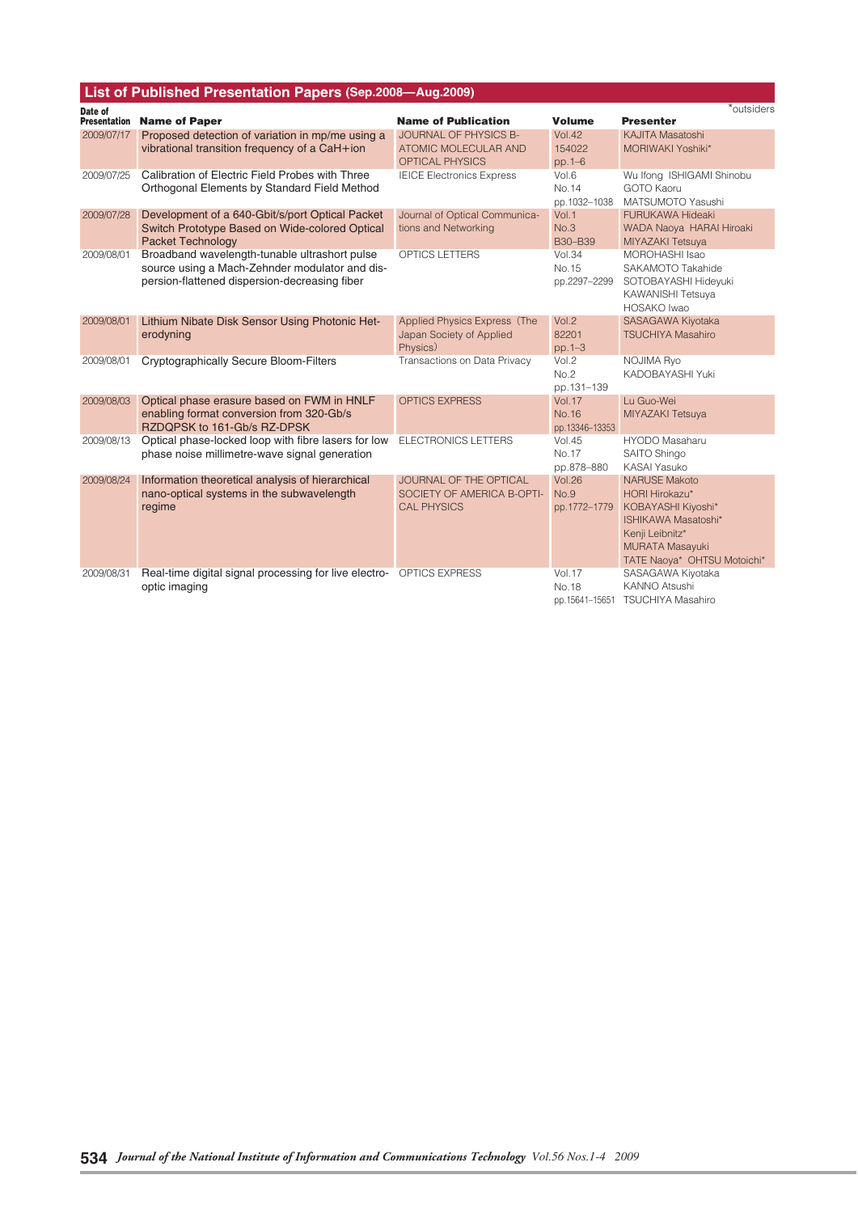## List of Published Presentation Papers (Sep.2008—Aug.2009)

*outsiders

| Date of Presentation | Name of Paper | Name of Publication | Volume | Presenter |
|---|---|---|---|---|
| 2009/07/17 | Proposed detection of variation in mp/me using a vibrational transition frequency of a CaH+ion | JOURNAL OF PHYSICS B-ATOMIC MOLECULAR AND OPTICAL PHYSICS | Vol.42 154022 pp.1–6 | KAJITA Masatoshi MORIWAKI Yoshiki* |
| 2009/07/25 | Calibration of Electric Field Probes with Three Orthogonal Elements by Standard Field Method | IEICE Electronics Express | Vol.6 No.14 pp.1032–1038 | Wu Ifong ISHIGAMI Shinobu GOTO Kaoru MATSUMOTO Yasushi |
| 2009/07/28 | Development of a 640-Gbit/s/port Optical Packet Switch Prototype Based on Wide-colored Optical Packet Technology | Journal of Optical Communications and Networking | Vol.1 No.3 B30–B39 | FURUKAWA Hideaki WADA Naoya HARAI Hiroaki MIYAZAKI Tetsuya |
| 2009/08/01 | Broadband wavelength-tunable ultrashort pulse source using a Mach-Zehnder modulator and dispersion-flattened dispersion-decreasing fiber | OPTICS LETTERS | Vol.34 No.15 pp.2297–2299 | MOROHASHI Isao SAKAMOTO Takahide SOTOBAYASHI Hideyuki KAWANISHI Tetsuya HOSAKO Iwao |
| 2009/08/01 | Lithium Nibate Disk Sensor Using Photonic Heterodyning | Applied Physics Express (The Japan Society of Applied Physics) | Vol.2 82201 pp.1–3 | SASAGAWA Kiyotaka TSUCHIYA Masahiro |
| 2009/08/01 | Cryptographically Secure Bloom-Filters | Transactions on Data Privacy | Vol.2 No.2 pp.131–139 | NOJIMA Ryo KADOBAYASHI Yuki |
| 2009/08/03 | Optical phase erasure based on FWM in HNLF enabling format conversion from 320-Gb/s RZDQPSK to 161-Gb/s RZ-DPSK | OPTICS EXPRESS | Vol.17 No.16 pp.13346–13353 | Lu Guo-Wei MIYAZAKI Tetsuya |
| 2009/08/13 | Optical phase-locked loop with fibre lasers for low phase noise millimetre-wave signal generation | ELECTRONICS LETTERS | Vol.45 No.17 pp.878–880 | HYODO Masaharu SAITO Shingo KASAI Yasuko |
| 2009/08/24 | Information theoretical analysis of hierarchical nano-optical systems in the subwavelength regime | JOURNAL OF THE OPTICAL SOCIETY OF AMERICA B-OPTICAL PHYSICS | Vol.26 No.9 pp.1772–1779 | NARUSE Makoto HORI Hirokazu* KOBAYASHI Kiyoshi* ISHIKAWA Masatoshi* Kenji Leibnitz* MURATA Masayuki TATE Naoya* OHTSU Motoichi* |
| 2009/08/31 | Real-time digital signal processing for live electro-optic imaging | OPTICS EXPRESS | Vol.17 No.18 pp.15641–15651 | SASAGAWA Kiyotaka KANNO Atsushi TSUCHIYA Masahiro |